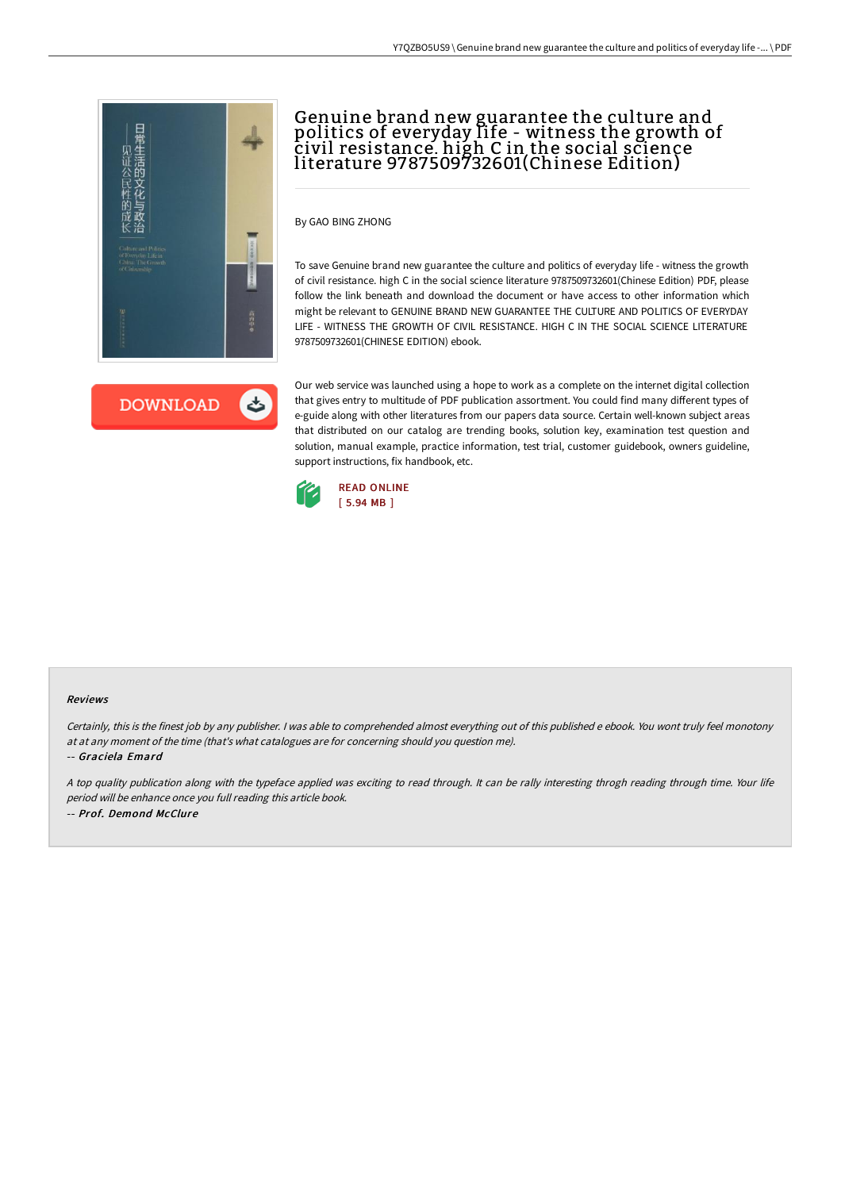# Genuine brand new guarantee the culture and politics of everyday life - witness the growth of civil resistance. high C in the social science literature 9787509732601(Chinese Edition)

By GAO BING ZHONG

To save Genuine brand new guarantee the culture and politics of everyday life - witness the growth of civil resistance. high C in the social science literature 9787509732601(Chinese Edition) PDF, please follow the link beneath and download the document or have access to other information which might be relevant to GENUINE BRAND NEW GUARANTEE THE CULTURE AND POLITICS OF EVERYDAY LIFE - WITNESS THE GROWTH OF CIVIL RESISTANCE. HIGH C IN THE SOCIAL SCIENCE LITERATURE 9787509732601(CHINESE EDITION) ebook.

DOWNLOAD

Our web service was launched using a hope to work as a complete on the internet digital collection that gives entry to multitude of PDF publication assortment. You could find many different types of e-guide along with other literatures from our papers data source. Certain well-known subject areas that distributed on our catalog are trending books, solution key, examination test question and solution, manual example, practice information, test trial, customer guidebook, owners guideline, support instructions, fix handbook, etc.

READ ONLINE
[ 5.94 MB ]

#### Reviews

*Certainly, this is the finest job by any publisher. I was able to comprehended almost everything out of this published e ebook. You wont truly feel monotony at at any moment of the time (that's what catalogues are for concerning should you question me).*

*-- Graciela Emard*

*A top quality publication along with the typeface applied was exciting to read through. It can be rally interesting throgh reading through time. Your life period will be enhance once you full reading this article book.*

*-- Prof. Demond McClure*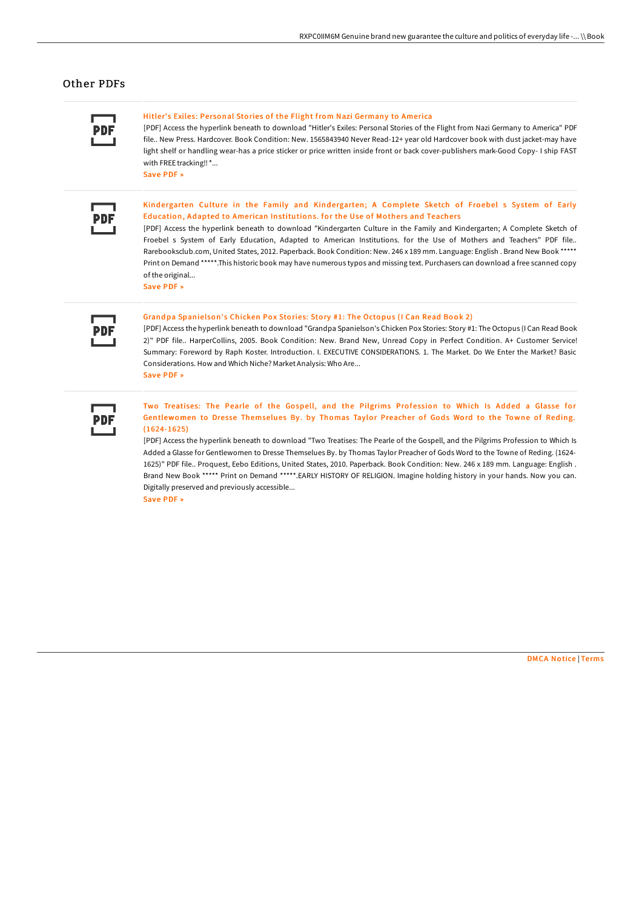## Other PDFs

**Hitler's Exiles: Personal Stories of the Flight from Nazi Germany to America**

[PDF] Access the hyperlink beneath to download "Hitler's Exiles: Personal Stories of the Flight from Nazi Germany to America" PDF file.. New Press. Hardcover. Book Condition: New. 1565843940 Never Read-12+ year old Hardcover book with dust jacket-may have light shelf or handling wear-has a price sticker or price written inside front or back cover-publishers mark-Good Copy- I ship FAST with FREE tracking!! *...

Save PDF »

**Kindergarten Culture in the Family and Kindergarten; A Complete Sketch of Froebel s System of Early Education, Adapted to American Institutions. for the Use of Mothers and Teachers**

[PDF] Access the hyperlink beneath to download "Kindergarten Culture in the Family and Kindergarten; A Complete Sketch of Froebel s System of Early Education, Adapted to American Institutions. for the Use of Mothers and Teachers" PDF file.. Rarebooksclub.com, United States, 2012. Paperback. Book Condition: New. 246 x 189 mm. Language: English . Brand New Book ***** Print on Demand *****.This historic book may have numerous typos and missing text. Purchasers can download a free scanned copy of the original...

Save PDF »

**Grandpa Spanielson's Chicken Pox Stories: Story #1: The Octopus (I Can Read Book 2)**

[PDF] Access the hyperlink beneath to download "Grandpa Spanielson's Chicken Pox Stories: Story #1: The Octopus (I Can Read Book 2)" PDF file.. HarperCollins, 2005. Book Condition: New. Brand New, Unread Copy in Perfect Condition. A+ Customer Service! Summary: Foreword by Raph Koster. Introduction. I. EXECUTIVE CONSIDERATIONS. 1. The Market. Do We Enter the Market? Basic Considerations. How and Which Niche? Market Analysis: Who Are...

Save PDF »

**Two Treatises: The Pearle of the Gospell, and the Pilgrims Profession to Which Is Added a Glasse for Gentlewomen to Dresse Themselues By. by Thomas Taylor Preacher of Gods Word to the Towne of Reding. (1624-1625)**

[PDF] Access the hyperlink beneath to download "Two Treatises: The Pearle of the Gospell, and the Pilgrims Profession to Which Is Added a Glasse for Gentlewomen to Dresse Themselues By. by Thomas Taylor Preacher of Gods Word to the Towne of Reding. (1624-1625)" PDF file.. Proquest, Eebo Editions, United States, 2010. Paperback. Book Condition: New. 246 x 189 mm. Language: English . Brand New Book ***** Print on Demand *****.EARLY HISTORY OF RELIGION. Imagine holding history in your hands. Now you can. Digitally preserved and previously accessible...

Save PDF »